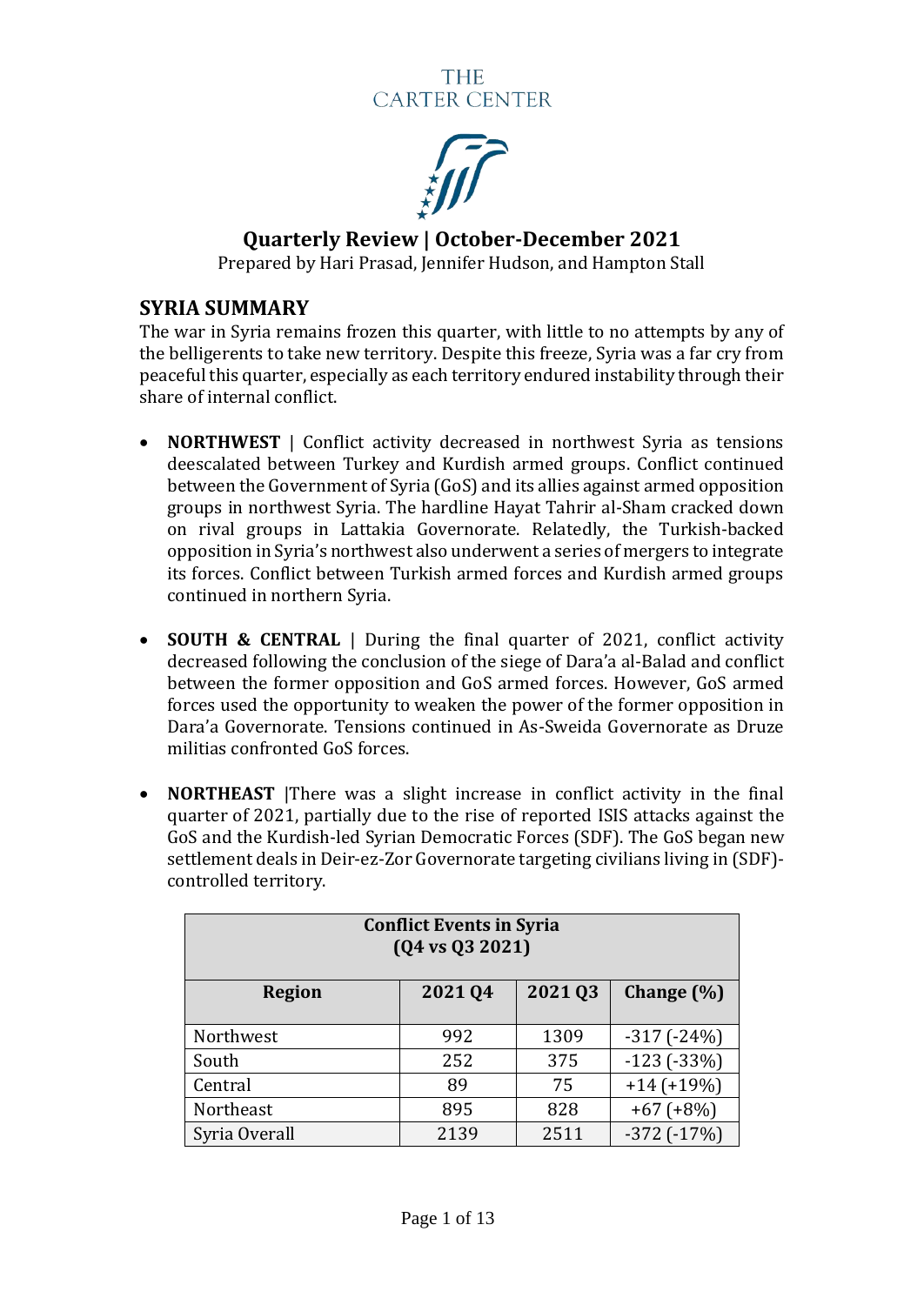THE CARTER CENTER

# Quarterly Review | October-December 2021

Prepared by Hari Prasad, Jennifer Hudson, and Hampton Stall

## SYRIA SUMMARY

The war in Syria remains frozen this quarter, with little to no attempts by any of the belligerents to take new territory. Despite this freeze, Syria was a far cry from peaceful this quarter, especially as each territory endured instability through their share of internal conflict.

- **NORTHWEST** | Conflict activity decreased in northwest Syria as tensions deescalated between Turkey and Kurdish armed groups. Conflict continued between the Government of Syria (GoS) and its allies against armed opposition groups in northwest Syria. The hardline Hayat Tahrir al-Sham cracked down on rival groups in Lattakia Governorate. Relatedly, the Turkish-backed opposition in Syria's northwest also underwent a series of mergers to integrate its forces. Conflict between Turkish armed forces and Kurdish armed groups continued in northern Syria.

- **SOUTH & CENTRAL** | During the final quarter of 2021, conflict activity decreased following the conclusion of the siege of Dara'a al-Balad and conflict between the former opposition and GoS armed forces. However, GoS armed forces used the opportunity to weaken the power of the former opposition in Dara'a Governorate. Tensions continued in As-Sweida Governorate as Druze militias confronted GoS forces.

- **NORTHEAST** |There was a slight increase in conflict activity in the final quarter of 2021, partially due to the rise of reported ISIS attacks against the GoS and the Kurdish-led Syrian Democratic Forces (SDF). The GoS began new settlement deals in Deir-ez-Zor Governorate targeting civilians living in (SDF)-controlled territory.

| Conflict Events in Syria (Q4 vs Q3 2021) | | | |
|---|---|---|---|
| **Region** | **2021 Q4** | **2021 Q3** | **Change (%)** |
| Northwest | 992 | 1309 | -317 (-24%) |
| South | 252 | 375 | -123 (-33%) |
| Central | 89 | 75 | +14 (+19%) |
| Northeast | 895 | 828 | +67 (+8%) |
| Syria Overall | 2139 | 2511 | -372 (-17%) |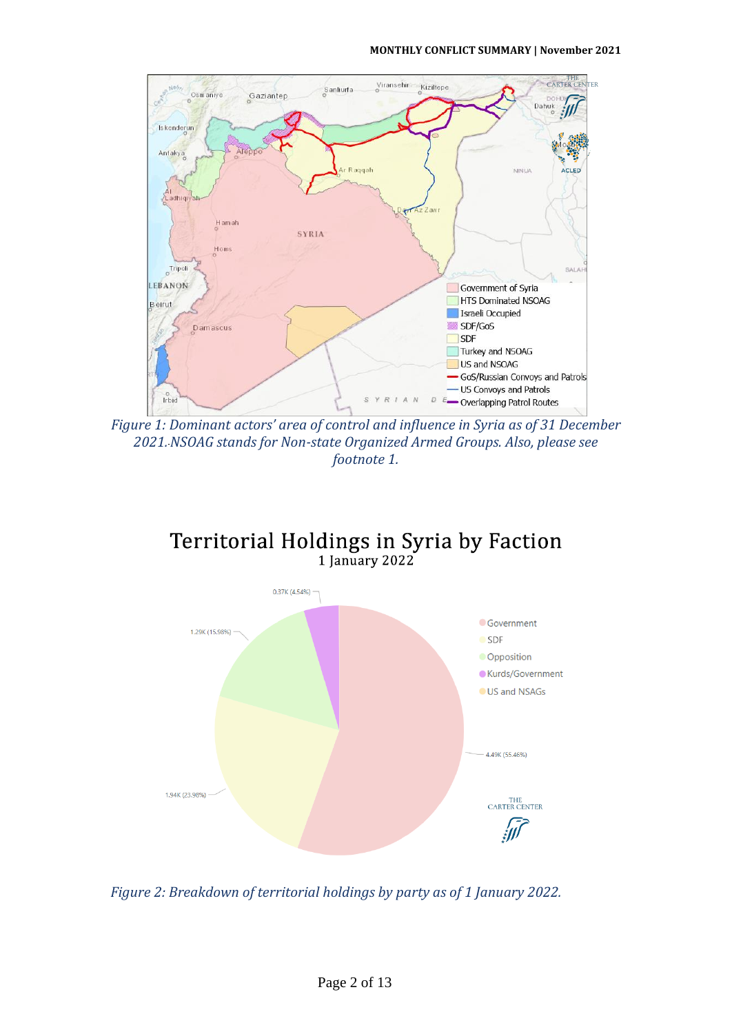*Figure 1: Dominant actors' area of control and influence in Syria as of 31 December 2021. NSOAG stands for Non-state Organized Armed Groups. Also, please see footnote 1.*

*Figure 2: Breakdown of territorial holdings by party as of 1 January 2022.*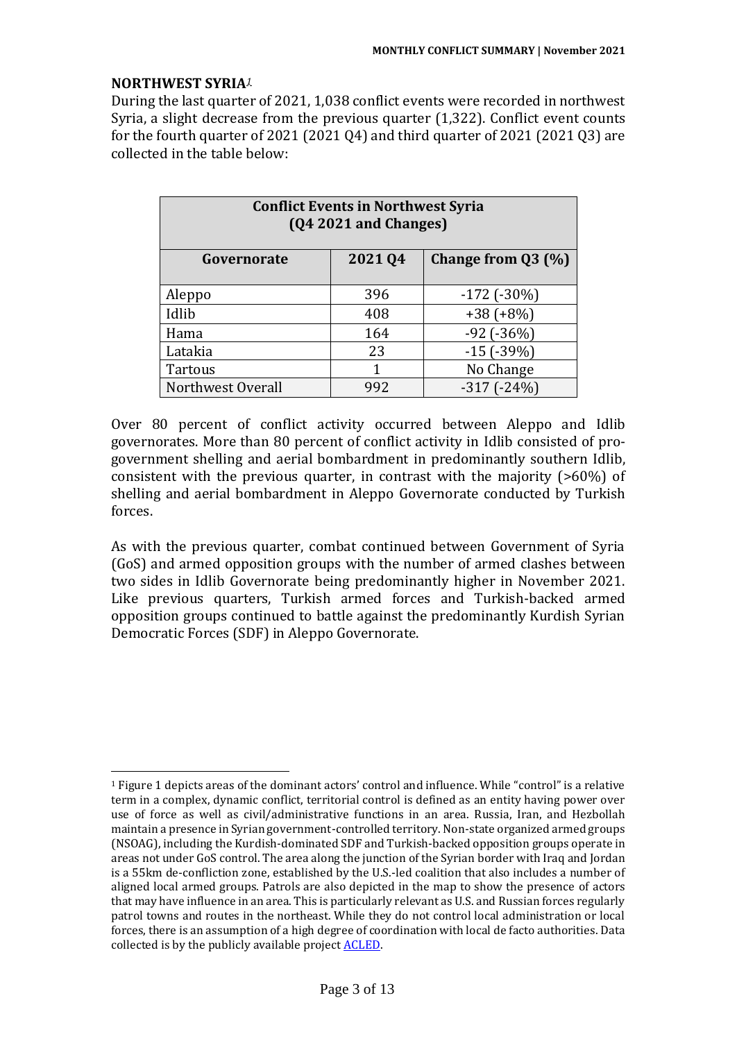**NORTHWEST SYRIA**[1]

During the last quarter of 2021, 1,038 conflict events were recorded in northwest Syria, a slight decrease from the previous quarter (1,322). Conflict event counts for the fourth quarter of 2021 (2021 Q4) and third quarter of 2021 (2021 Q3) are collected in the table below:

| Conflict Events in Northwest Syria (Q4 2021 and Changes) | | |
|---|---|---|
| **Governorate** | **2021 Q4** | **Change from Q3 (%)** |
| Aleppo | 396 | -172 (-30%) |
| Idlib | 408 | +38 (+8%) |
| Hama | 164 | -92 (-36%) |
| Latakia | 23 | -15 (-39%) |
| Tartous | 1 | No Change |
| Northwest Overall | 992 | -317 (-24%) |

Over 80 percent of conflict activity occurred between Aleppo and Idlib governorates. More than 80 percent of conflict activity in Idlib consisted of pro-government shelling and aerial bombardment in predominantly southern Idlib, consistent with the previous quarter, in contrast with the majority (>60%) of shelling and aerial bombardment in Aleppo Governorate conducted by Turkish forces.

As with the previous quarter, combat continued between Government of Syria (GoS) and armed opposition groups with the number of armed clashes between two sides in Idlib Governorate being predominantly higher in November 2021. Like previous quarters, Turkish armed forces and Turkish-backed armed opposition groups continued to battle against the predominantly Kurdish Syrian Democratic Forces (SDF) in Aleppo Governorate.

[1] Figure 1 depicts areas of the dominant actors' control and influence. While "control" is a relative term in a complex, dynamic conflict, territorial control is defined as an entity having power over use of force as well as civil/administrative functions in an area. Russia, Iran, and Hezbollah maintain a presence in Syrian government-controlled territory. Non-state organized armed groups (NSOAG), including the Kurdish-dominated SDF and Turkish-backed opposition groups operate in areas not under GoS control. The area along the junction of the Syrian border with Iraq and Jordan is a 55km de-confliction zone, established by the U.S.-led coalition that also includes a number of aligned local armed groups. Patrols are also depicted in the map to show the presence of actors that may have influence in an area. This is particularly relevant as U.S. and Russian forces regularly patrol towns and routes in the northeast. While they do not control local administration or local forces, there is an assumption of a high degree of coordination with local de facto authorities. Data collected is by the publicly available project ACLED.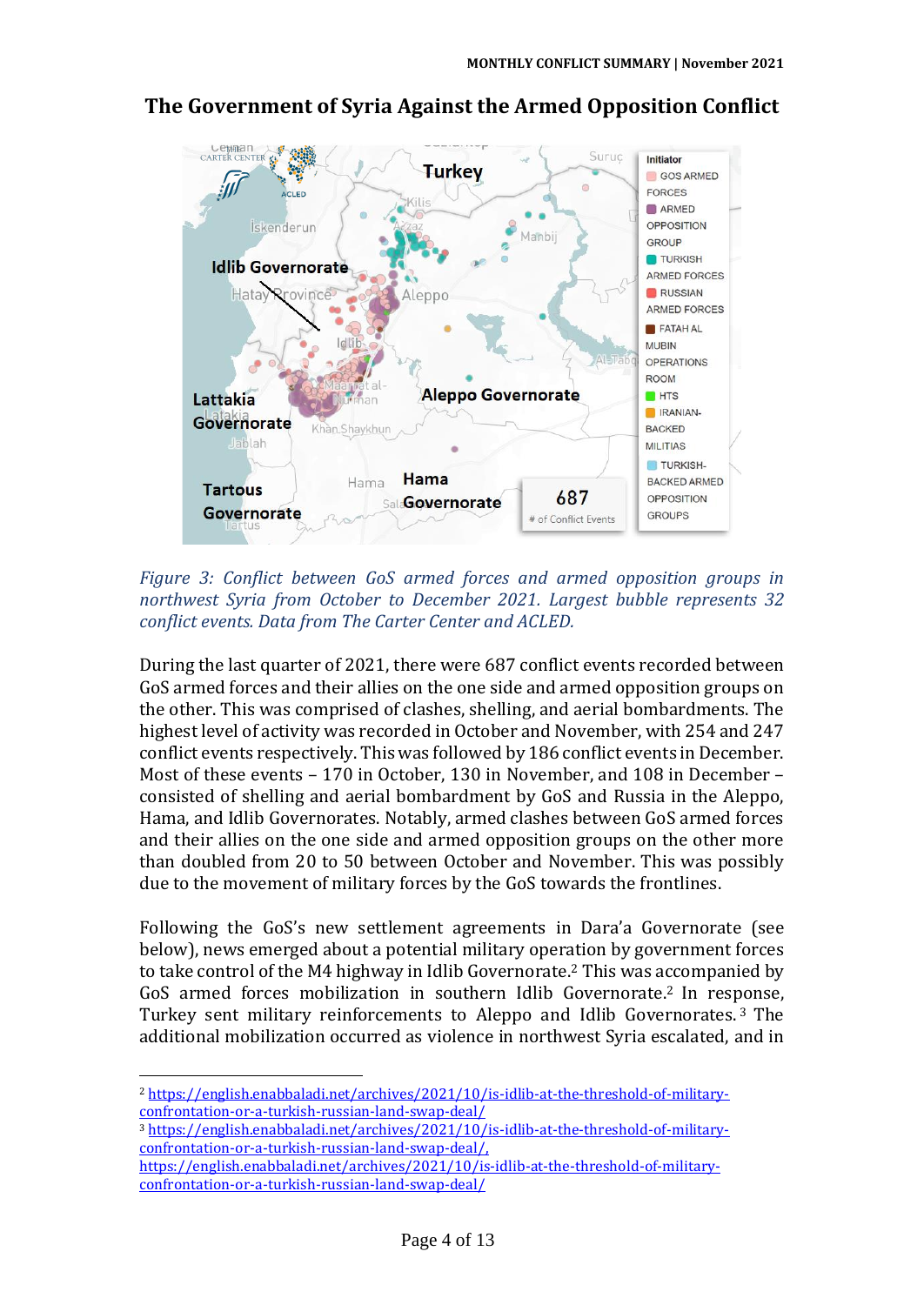## The Government of Syria Against the Armed Opposition Conflict

*Figure 3: Conflict between GoS armed forces and armed opposition groups in northwest Syria from October to December 2021. Largest bubble represents 32 conflict events. Data from The Carter Center and ACLED.*

During the last quarter of 2021, there were 687 conflict events recorded between GoS armed forces and their allies on the one side and armed opposition groups on the other. This was comprised of clashes, shelling, and aerial bombardments. The highest level of activity was recorded in October and November, with 254 and 247 conflict events respectively. This was followed by 186 conflict events in December. Most of these events – 170 in October, 130 in November, and 108 in December – consisted of shelling and aerial bombardment by GoS and Russia in the Aleppo, Hama, and Idlib Governorates. Notably, armed clashes between GoS armed forces and their allies on the one side and armed opposition groups on the other more than doubled from 20 to 50 between October and November. This was possibly due to the movement of military forces by the GoS towards the frontlines.

Following the GoS's new settlement agreements in Dara'a Governorate (see below), news emerged about a potential military operation by government forces to take control of the M4 highway in Idlib Governorate.[2] This was accompanied by GoS armed forces mobilization in southern Idlib Governorate.[2] In response, Turkey sent military reinforcements to Aleppo and Idlib Governorates.[3] The additional mobilization occurred as violence in northwest Syria escalated, and in

---

[2] https://english.enabbaladi.net/archives/2021/10/is-idlib-at-the-threshold-of-military-confrontation-or-a-turkish-russian-land-swap-deal/

[3] https://english.enabbaladi.net/archives/2021/10/is-idlib-at-the-threshold-of-military-confrontation-or-a-turkish-russian-land-swap-deal/, https://english.enabbaladi.net/archives/2021/10/is-idlib-at-the-threshold-of-military-confrontation-or-a-turkish-russian-land-swap-deal/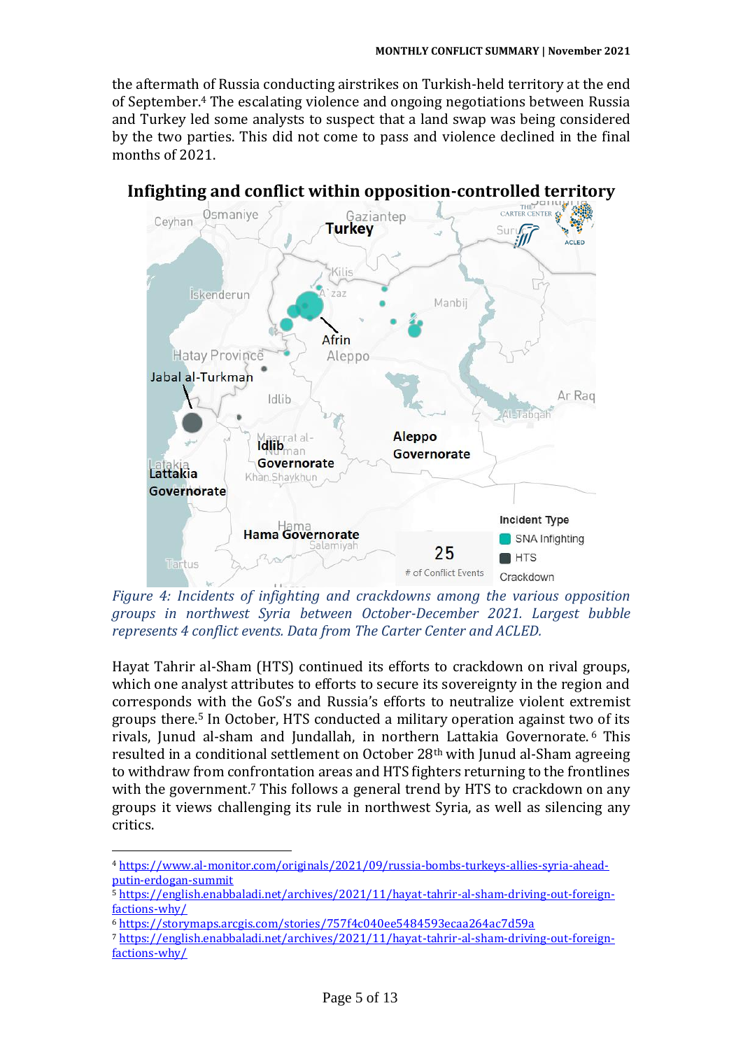the aftermath of Russia conducting airstrikes on Turkish-held territory at the end of September.[4] The escalating violence and ongoing negotiations between Russia and Turkey led some analysts to suspect that a land swap was being considered by the two parties. This did not come to pass and violence declined in the final months of 2021.

## Infighting and conflict within opposition-controlled territory

*Figure 4: Incidents of infighting and crackdowns among the various opposition groups in northwest Syria between October-December 2021. Largest bubble represents 4 conflict events. Data from The Carter Center and ACLED.*

Hayat Tahrir al-Sham (HTS) continued its efforts to crackdown on rival groups, which one analyst attributes to efforts to secure its sovereignty in the region and corresponds with the GoS's and Russia's efforts to neutralize violent extremist groups there.[5] In October, HTS conducted a military operation against two of its rivals, Junud al-sham and Jundallah, in northern Lattakia Governorate.[6] This resulted in a conditional settlement on October 28th with Junud al-Sham agreeing to withdraw from confrontation areas and HTS fighters returning to the frontlines with the government.[7] This follows a general trend by HTS to crackdown on any groups it views challenging its rule in northwest Syria, as well as silencing any critics.

[4] https://www.al-monitor.com/originals/2021/09/russia-bombs-turkeys-allies-syria-ahead-putin-erdogan-summit

[5] https://english.enabbaladi.net/archives/2021/11/hayat-tahrir-al-sham-driving-out-foreign-factions-why/

[6] https://storymaps.arcgis.com/stories/757f4c040ee5484593ecaa264ac7d59a

[7] https://english.enabbaladi.net/archives/2021/11/hayat-tahrir-al-sham-driving-out-foreign-factions-why/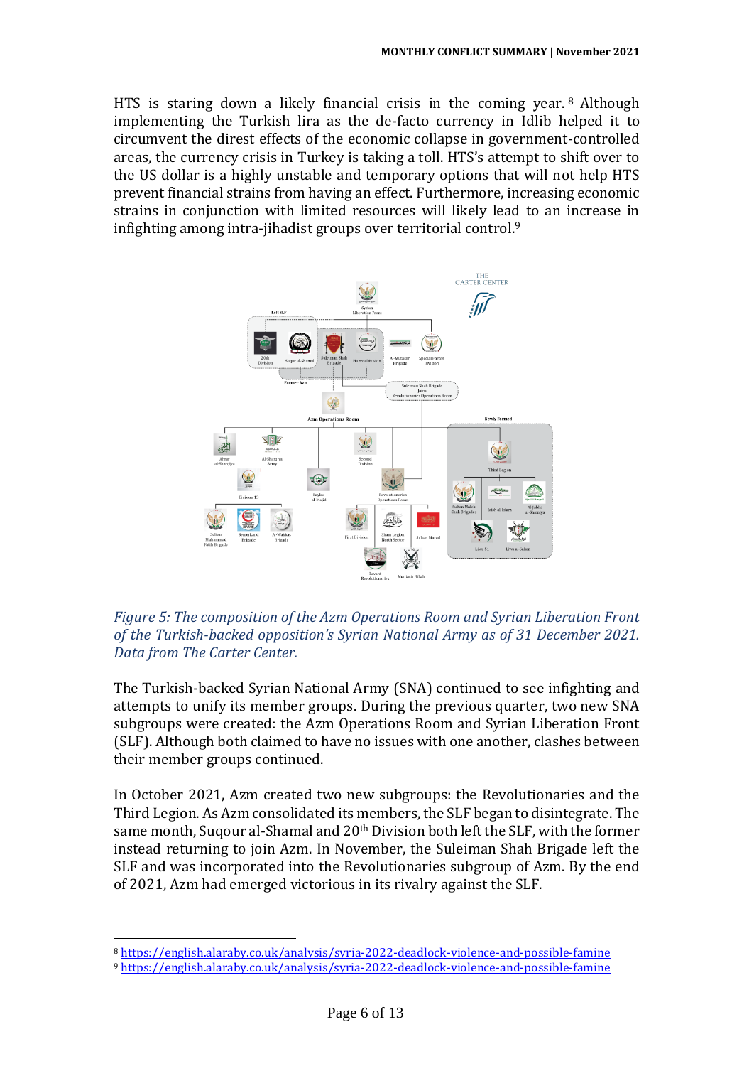HTS is staring down a likely financial crisis in the coming year.[8] Although implementing the Turkish lira as the de-facto currency in Idlib helped it to circumvent the direst effects of the economic collapse in government-controlled areas, the currency crisis in Turkey is taking a toll. HTS's attempt to shift over to the US dollar is a highly unstable and temporary options that will not help HTS prevent financial strains from having an effect. Furthermore, increasing economic strains in conjunction with limited resources will likely lead to an increase in infighting among intra-jihadist groups over territorial control.[9]

*Figure 5: The composition of the Azm Operations Room and Syrian Liberation Front of the Turkish-backed opposition's Syrian National Army as of 31 December 2021. Data from The Carter Center.*

The Turkish-backed Syrian National Army (SNA) continued to see infighting and attempts to unify its member groups. During the previous quarter, two new SNA subgroups were created: the Azm Operations Room and Syrian Liberation Front (SLF). Although both claimed to have no issues with one another, clashes between their member groups continued.

In October 2021, Azm created two new subgroups: the Revolutionaries and the Third Legion. As Azm consolidated its members, the SLF began to disintegrate. The same month, Suqour al-Shamal and 20th Division both left the SLF, with the former instead returning to join Azm. In November, the Suleiman Shah Brigade left the SLF and was incorporated into the Revolutionaries subgroup of Azm. By the end of 2021, Azm had emerged victorious in its rivalry against the SLF.

[8] https://english.alaraby.co.uk/analysis/syria-2022-deadlock-violence-and-possible-famine

[9] https://english.alaraby.co.uk/analysis/syria-2022-deadlock-violence-and-possible-famine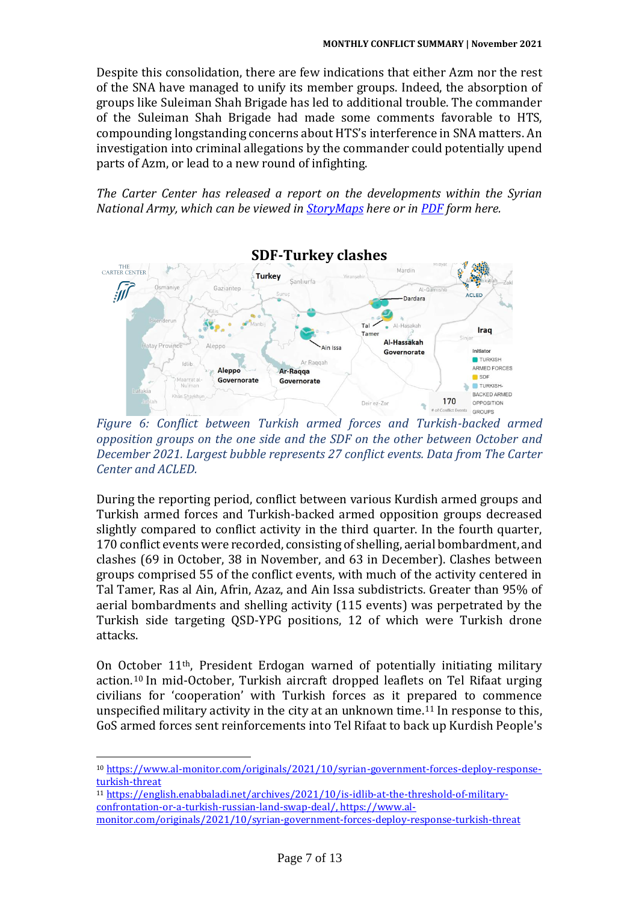Despite this consolidation, there are few indications that either Azm nor the rest of the SNA have managed to unify its member groups. Indeed, the absorption of groups like Suleiman Shah Brigade has led to additional trouble. The commander of the Suleiman Shah Brigade had made some comments favorable to HTS, compounding longstanding concerns about HTS's interference in SNA matters. An investigation into criminal allegations by the commander could potentially upend parts of Azm, or lead to a new round of infighting.

*The Carter Center has released a report on the developments within the Syrian National Army, which can be viewed in [StoryMaps]() here or in [PDF]() form here.*

**SDF-Turkey clashes**

*Figure 6: Conflict between Turkish armed forces and Turkish-backed armed opposition groups on the one side and the SDF on the other between October and December 2021. Largest bubble represents 27 conflict events. Data from The Carter Center and ACLED.*

During the reporting period, conflict between various Kurdish armed groups and Turkish armed forces and Turkish-backed armed opposition groups decreased slightly compared to conflict activity in the third quarter. In the fourth quarter, 170 conflict events were recorded, consisting of shelling, aerial bombardment, and clashes (69 in October, 38 in November, and 63 in December). Clashes between groups comprised 55 of the conflict events, with much of the activity centered in Tal Tamer, Ras al Ain, Afrin, Azaz, and Ain Issa subdistricts. Greater than 95% of aerial bombardments and shelling activity (115 events) was perpetrated by the Turkish side targeting QSD-YPG positions, 12 of which were Turkish drone attacks.

On October 11th, President Erdogan warned of potentially initiating military action.[10] In mid-October, Turkish aircraft dropped leaflets on Tel Rifaat urging civilians for 'cooperation' with Turkish forces as it prepared to commence unspecified military activity in the city at an unknown time.[11] In response to this, GoS armed forces sent reinforcements into Tel Rifaat to back up Kurdish People's

---

[10] https://www.al-monitor.com/originals/2021/10/syrian-government-forces-deploy-response-turkish-threat

[11] https://english.enabbaladi.net/archives/2021/10/is-idlib-at-the-threshold-of-military-confrontation-or-a-turkish-russian-land-swap-deal/, https://www.al-monitor.com/originals/2021/10/syrian-government-forces-deploy-response-turkish-threat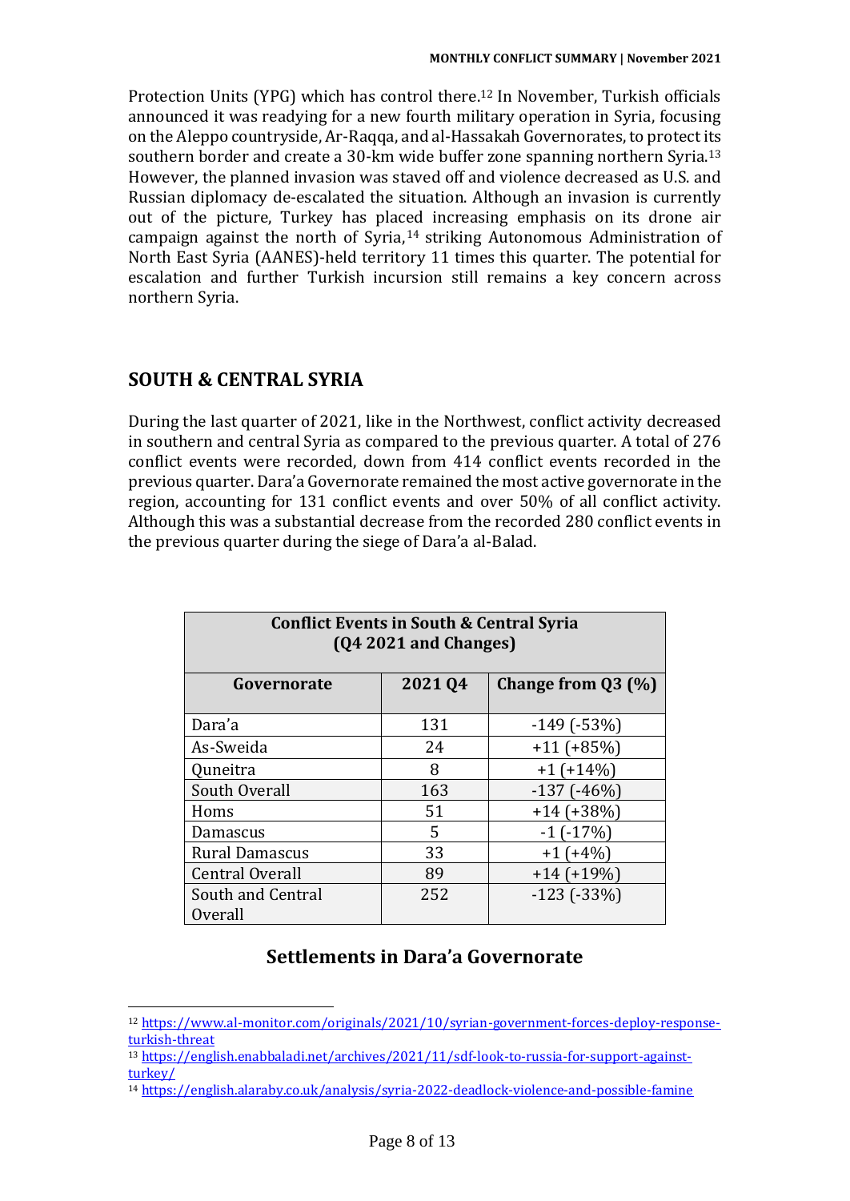Protection Units (YPG) which has control there.[12] In November, Turkish officials announced it was readying for a new fourth military operation in Syria, focusing on the Aleppo countryside, Ar-Raqqa, and al-Hassakah Governorates, to protect its southern border and create a 30-km wide buffer zone spanning northern Syria.[13] However, the planned invasion was staved off and violence decreased as U.S. and Russian diplomacy de-escalated the situation. Although an invasion is currently out of the picture, Turkey has placed increasing emphasis on its drone air campaign against the north of Syria,[14] striking Autonomous Administration of North East Syria (AANES)-held territory 11 times this quarter. The potential for escalation and further Turkish incursion still remains a key concern across northern Syria.

## SOUTH & CENTRAL SYRIA

During the last quarter of 2021, like in the Northwest, conflict activity decreased in southern and central Syria as compared to the previous quarter. A total of 276 conflict events were recorded, down from 414 conflict events recorded in the previous quarter. Dara'a Governorate remained the most active governorate in the region, accounting for 131 conflict events and over 50% of all conflict activity. Although this was a substantial decrease from the recorded 280 conflict events in the previous quarter during the siege of Dara'a al-Balad.

**Conflict Events in South & Central Syria (Q4 2021 and Changes)**

| Governorate | 2021 Q4 | Change from Q3 (%) |
|---|---|---|
| Dara'a | 131 | -149 (-53%) |
| As-Sweida | 24 | +11 (+85%) |
| Quneitra | 8 | +1 (+14%) |
| South Overall | 163 | -137 (-46%) |
| Homs | 51 | +14 (+38%) |
| Damascus | 5 | -1 (-17%) |
| Rural Damascus | 33 | +1 (+4%) |
| Central Overall | 89 | +14 (+19%) |
| South and Central Overall | 252 | -123 (-33%) |

### Settlements in Dara'a Governorate

[12] https://www.al-monitor.com/originals/2021/10/syrian-government-forces-deploy-response-turkish-threat

[13] https://english.enabbaladi.net/archives/2021/11/sdf-look-to-russia-for-support-against-turkey/

[14] https://english.alaraby.co.uk/analysis/syria-2022-deadlock-violence-and-possible-famine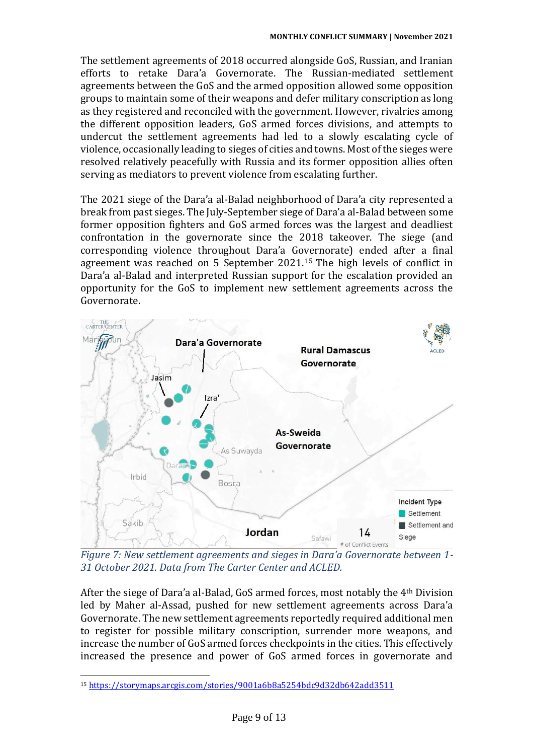The settlement agreements of 2018 occurred alongside GoS, Russian, and Iranian efforts to retake Dara'a Governorate. The Russian-mediated settlement agreements between the GoS and the armed opposition allowed some opposition groups to maintain some of their weapons and defer military conscription as long as they registered and reconciled with the government. However, rivalries among the different opposition leaders, GoS armed forces divisions, and attempts to undercut the settlement agreements had led to a slowly escalating cycle of violence, occasionally leading to sieges of cities and towns. Most of the sieges were resolved relatively peacefully with Russia and its former opposition allies often serving as mediators to prevent violence from escalating further.

The 2021 siege of the Dara'a al-Balad neighborhood of Dara'a city represented a break from past sieges. The July-September siege of Dara'a al-Balad between some former opposition fighters and GoS armed forces was the largest and deadliest confrontation in the governorate since the 2018 takeover. The siege (and corresponding violence throughout Dara'a Governorate) ended after a final agreement was reached on 5 September 2021.[15] The high levels of conflict in Dara'a al-Balad and interpreted Russian support for the escalation provided an opportunity for the GoS to implement new settlement agreements across the Governorate.

*Figure 7: New settlement agreements and sieges in Dara'a Governorate between 1-31 October 2021. Data from The Carter Center and ACLED.*

After the siege of Dara'a al-Balad, GoS armed forces, most notably the 4th Division led by Maher al-Assad, pushed for new settlement agreements across Dara'a Governorate. The new settlement agreements reportedly required additional men to register for possible military conscription, surrender more weapons, and increase the number of GoS armed forces checkpoints in the cities. This effectively increased the presence and power of GoS armed forces in governorate and

[15] https://storymaps.arcgis.com/stories/9001a6b8a5254bdc9d32db642add3511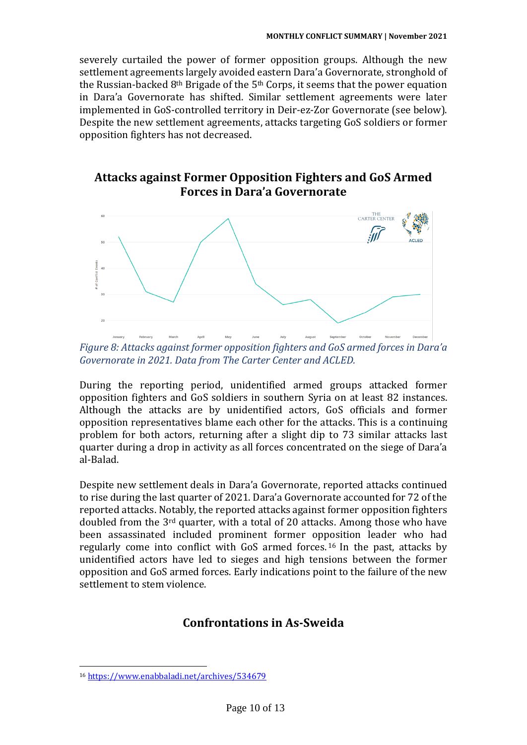severely curtailed the power of former opposition groups. Although the new settlement agreements largely avoided eastern Dara'a Governorate, stronghold of the Russian-backed 8th Brigade of the 5th Corps, it seems that the power equation in Dara'a Governorate has shifted. Similar settlement agreements were later implemented in GoS-controlled territory in Deir-ez-Zor Governorate (see below). Despite the new settlement agreements, attacks targeting GoS soldiers or former opposition fighters has not decreased.

## Attacks against Former Opposition Fighters and GoS Armed Forces in Dara'a Governorate

*Figure 8: Attacks against former opposition fighters and GoS armed forces in Dara'a Governorate in 2021. Data from The Carter Center and ACLED.*

During the reporting period, unidentified armed groups attacked former opposition fighters and GoS soldiers in southern Syria on at least 82 instances. Although the attacks are by unidentified actors, GoS officials and former opposition representatives blame each other for the attacks. This is a continuing problem for both actors, returning after a slight dip to 73 similar attacks last quarter during a drop in activity as all forces concentrated on the siege of Dara'a al-Balad.

Despite new settlement deals in Dara'a Governorate, reported attacks continued to rise during the last quarter of 2021. Dara'a Governorate accounted for 72 of the reported attacks. Notably, the reported attacks against former opposition fighters doubled from the 3rd quarter, with a total of 20 attacks. Among those who have been assassinated included prominent former opposition leader who had regularly come into conflict with GoS armed forces.[16] In the past, attacks by unidentified actors have led to sieges and high tensions between the former opposition and GoS armed forces. Early indications point to the failure of the new settlement to stem violence.

## Confrontations in As-Sweida

[16] https://www.enabbaladi.net/archives/534679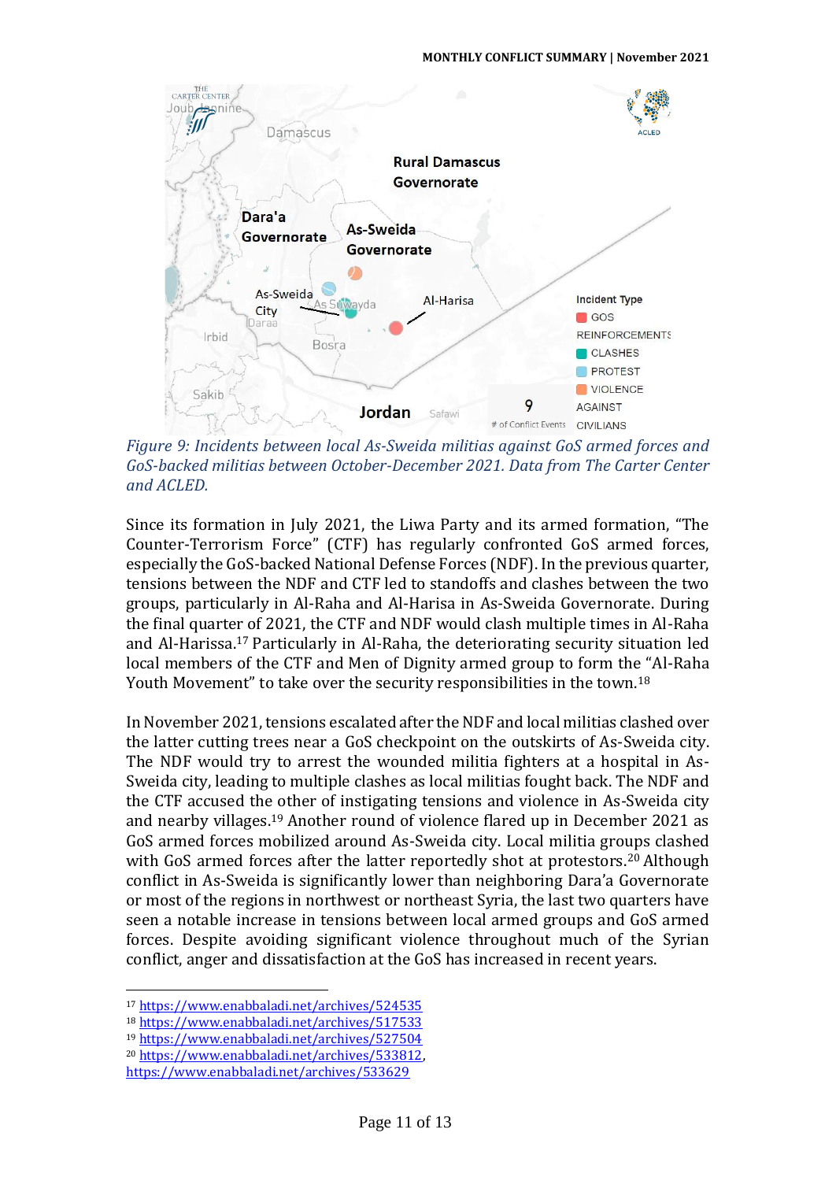*Figure 9: Incidents between local As-Sweida militias against GoS armed forces and GoS-backed militias between October-December 2021. Data from The Carter Center and ACLED.*

Since its formation in July 2021, the Liwa Party and its armed formation, "The Counter-Terrorism Force" (CTF) has regularly confronted GoS armed forces, especially the GoS-backed National Defense Forces (NDF). In the previous quarter, tensions between the NDF and CTF led to standoffs and clashes between the two groups, particularly in Al-Raha and Al-Harisa in As-Sweida Governorate. During the final quarter of 2021, the CTF and NDF would clash multiple times in Al-Raha and Al-Harissa.[17] Particularly in Al-Raha, the deteriorating security situation led local members of the CTF and Men of Dignity armed group to form the "Al-Raha Youth Movement" to take over the security responsibilities in the town.[18]

In November 2021, tensions escalated after the NDF and local militias clashed over the latter cutting trees near a GoS checkpoint on the outskirts of As-Sweida city. The NDF would try to arrest the wounded militia fighters at a hospital in As-Sweida city, leading to multiple clashes as local militias fought back. The NDF and the CTF accused the other of instigating tensions and violence in As-Sweida city and nearby villages.[19] Another round of violence flared up in December 2021 as GoS armed forces mobilized around As-Sweida city. Local militia groups clashed with GoS armed forces after the latter reportedly shot at protestors.[20] Although conflict in As-Sweida is significantly lower than neighboring Dara'a Governorate or most of the regions in northwest or northeast Syria, the last two quarters have seen a notable increase in tensions between local armed groups and GoS armed forces. Despite avoiding significant violence throughout much of the Syrian conflict, anger and dissatisfaction at the GoS has increased in recent years.

---

[17] https://www.enabbaladi.net/archives/524535
[18] https://www.enabbaladi.net/archives/517533
[19] https://www.enabbaladi.net/archives/527504
[20] https://www.enabbaladi.net/archives/533812, https://www.enabbaladi.net/archives/533629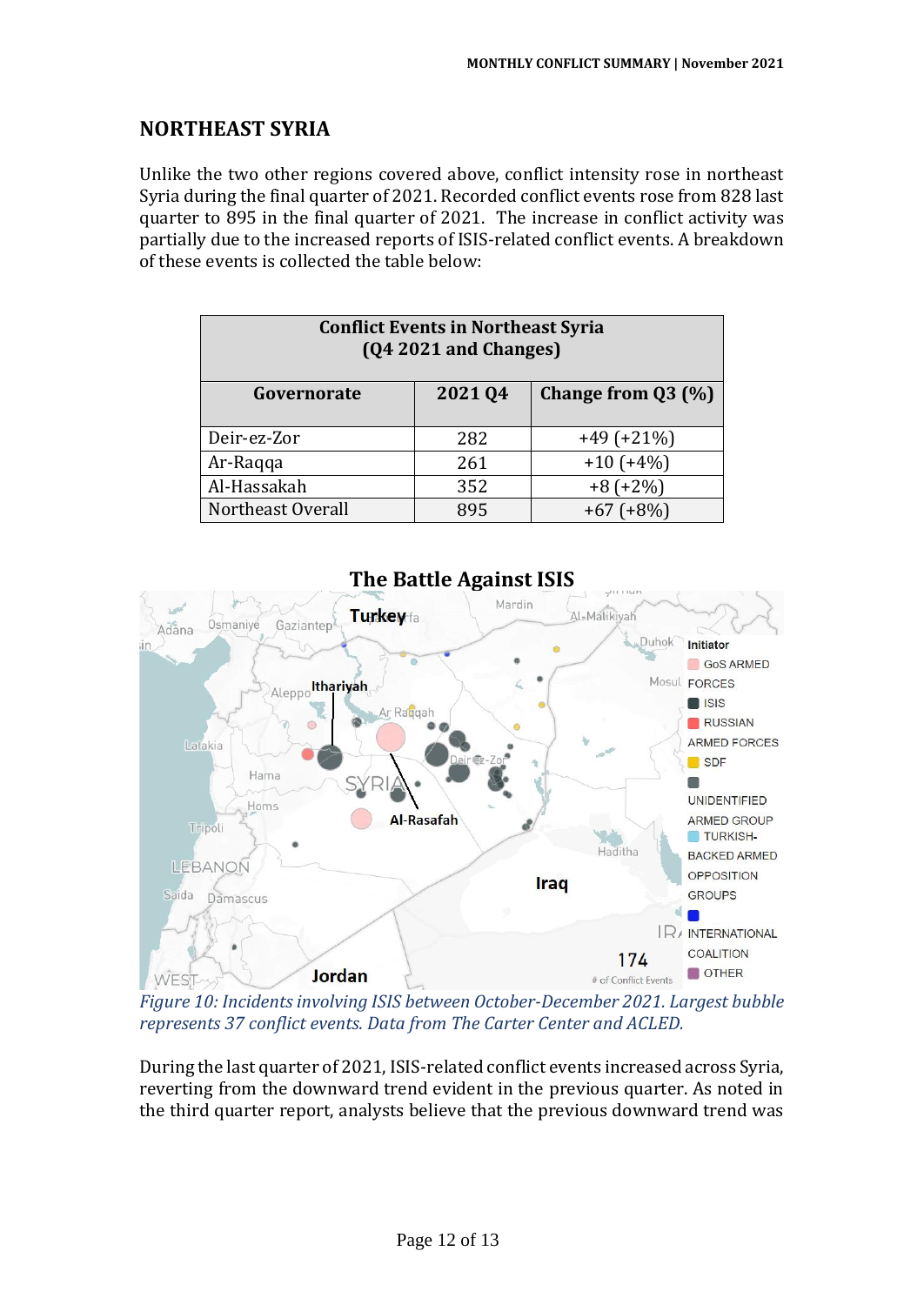## NORTHEAST SYRIA

Unlike the two other regions covered above, conflict intensity rose in northeast Syria during the final quarter of 2021. Recorded conflict events rose from 828 last quarter to 895 in the final quarter of 2021. The increase in conflict activity was partially due to the increased reports of ISIS-related conflict events. A breakdown of these events is collected the table below:

| Conflict Events in Northeast Syria (Q4 2021 and Changes) | | |
|---|---|---|
| **Governorate** | **2021 Q4** | **Change from Q3 (%)** |
| Deir-ez-Zor | 282 | +49 (+21%) |
| Ar-Raqqa | 261 | +10 (+4%) |
| Al-Hassakah | 352 | +8 (+2%) |
| Northeast Overall | 895 | +67 (+8%) |

**The Battle Against ISIS**

*Figure 10: Incidents involving ISIS between October-December 2021. Largest bubble represents 37 conflict events. Data from The Carter Center and ACLED.*

During the last quarter of 2021, ISIS-related conflict events increased across Syria, reverting from the downward trend evident in the previous quarter. As noted in the third quarter report, analysts believe that the previous downward trend was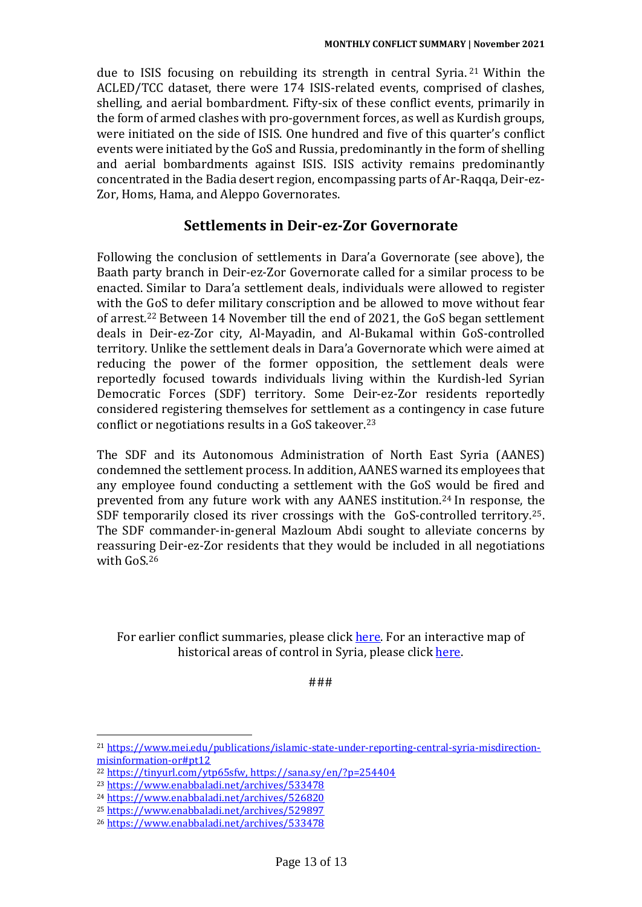due to ISIS focusing on rebuilding its strength in central Syria.[21] Within the ACLED/TCC dataset, there were 174 ISIS-related events, comprised of clashes, shelling, and aerial bombardment. Fifty-six of these conflict events, primarily in the form of armed clashes with pro-government forces, as well as Kurdish groups, were initiated on the side of ISIS. One hundred and five of this quarter's conflict events were initiated by the GoS and Russia, predominantly in the form of shelling and aerial bombardments against ISIS. ISIS activity remains predominantly concentrated in the Badia desert region, encompassing parts of Ar-Raqqa, Deir-ez-Zor, Homs, Hama, and Aleppo Governorates.

## Settlements in Deir-ez-Zor Governorate

Following the conclusion of settlements in Dara'a Governorate (see above), the Baath party branch in Deir-ez-Zor Governorate called for a similar process to be enacted. Similar to Dara'a settlement deals, individuals were allowed to register with the GoS to defer military conscription and be allowed to move without fear of arrest.[22] Between 14 November till the end of 2021, the GoS began settlement deals in Deir-ez-Zor city, Al-Mayadin, and Al-Bukamal within GoS-controlled territory. Unlike the settlement deals in Dara'a Governorate which were aimed at reducing the power of the former opposition, the settlement deals were reportedly focused towards individuals living within the Kurdish-led Syrian Democratic Forces (SDF) territory. Some Deir-ez-Zor residents reportedly considered registering themselves for settlement as a contingency in case future conflict or negotiations results in a GoS takeover.[23]

The SDF and its Autonomous Administration of North East Syria (AANES) condemned the settlement process. In addition, AANES warned its employees that any employee found conducting a settlement with the GoS would be fired and prevented from any future work with any AANES institution.[24] In response, the SDF temporarily closed its river crossings with the GoS-controlled territory.[25]. The SDF commander-in-general Mazloum Abdi sought to alleviate concerns by reassuring Deir-ez-Zor residents that they would be included in all negotiations with GoS.[26]

For earlier conflict summaries, please click here. For an interactive map of historical areas of control in Syria, please click here.

###

---

[21] https://www.mei.edu/publications/islamic-state-under-reporting-central-syria-misdirection-misinformation-or#pt12

[22] https://tinyurl.com/ytp65sfw, https://sana.sy/en/?p=254404

[23] https://www.enabbaladi.net/archives/533478

[24] https://www.enabbaladi.net/archives/526820

[25] https://www.enabbaladi.net/archives/529897

[26] https://www.enabbaladi.net/archives/533478